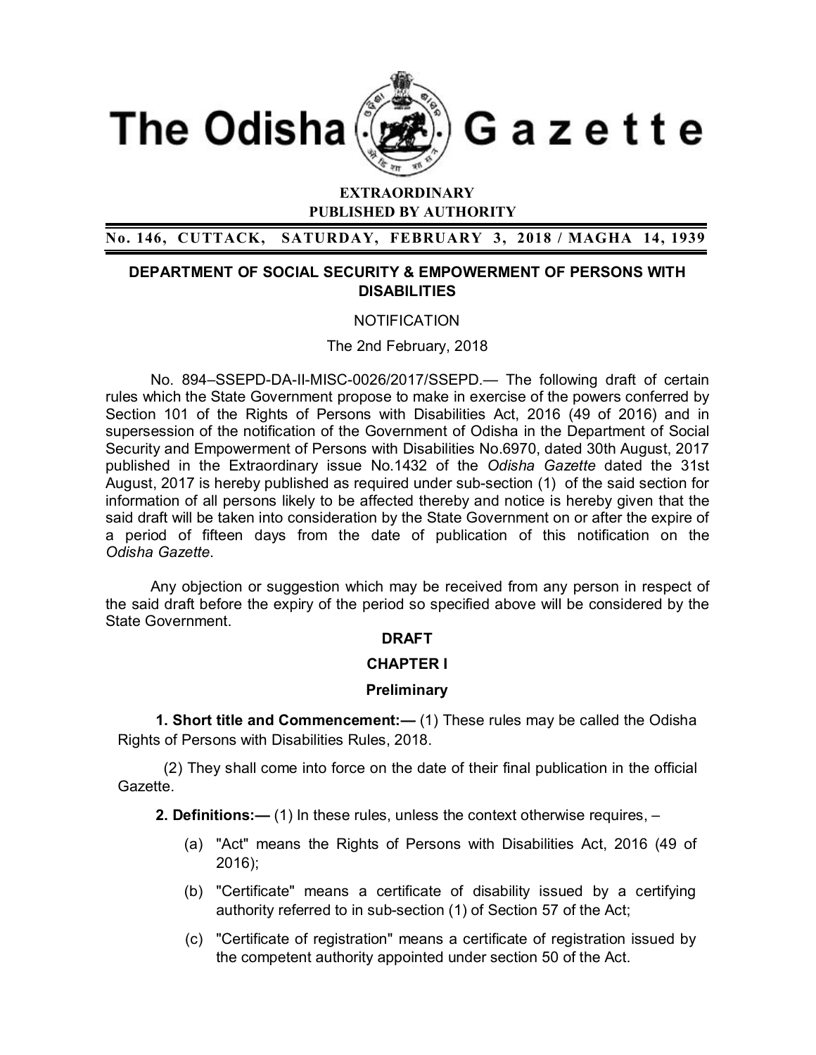# The Odisha Gazette

**EXTRAORDINARY**
**PUBLISHED BY AUTHORITY**

**No. 146, CUTTACK, SATURDAY, FEBRUARY 3, 2018 / MAGHA 14, 1939**

## DEPARTMENT OF SOCIAL SECURITY & EMPOWERMENT OF PERSONS WITH DISABILITIES

NOTIFICATION

The 2nd February, 2018

No. 894–SSEPD-DA-II-MISC-0026/2017/SSEPD.— The following draft of certain rules which the State Government propose to make in exercise of the powers conferred by Section 101 of the Rights of Persons with Disabilities Act, 2016 (49 of 2016) and in supersession of the notification of the Government of Odisha in the Department of Social Security and Empowerment of Persons with Disabilities No.6970, dated 30th August, 2017 published in the Extraordinary issue No.1432 of the *Odisha Gazette* dated the 31st August, 2017 is hereby published as required under sub-section (1) of the said section for information of all persons likely to be affected thereby and notice is hereby given that the said draft will be taken into consideration by the State Government on or after the expire of a period of fifteen days from the date of publication of this notification on the *Odisha Gazette*.

Any objection or suggestion which may be received from any person in respect of the said draft before the expiry of the period so specified above will be considered by the State Government.

**DRAFT**

**CHAPTER I**

**Preliminary**

**1. Short title and Commencement:—** (1) These rules may be called the Odisha Rights of Persons with Disabilities Rules, 2018.

(2) They shall come into force on the date of their final publication in the official Gazette.

**2. Definitions:—** (1) In these rules, unless the context otherwise requires, –

(a) "Act" means the Rights of Persons with Disabilities Act, 2016 (49 of 2016);

(b) "Certificate" means a certificate of disability issued by a certifying authority referred to in sub-section (1) of Section 57 of the Act;

(c) "Certificate of registration" means a certificate of registration issued by the competent authority appointed under section 50 of the Act.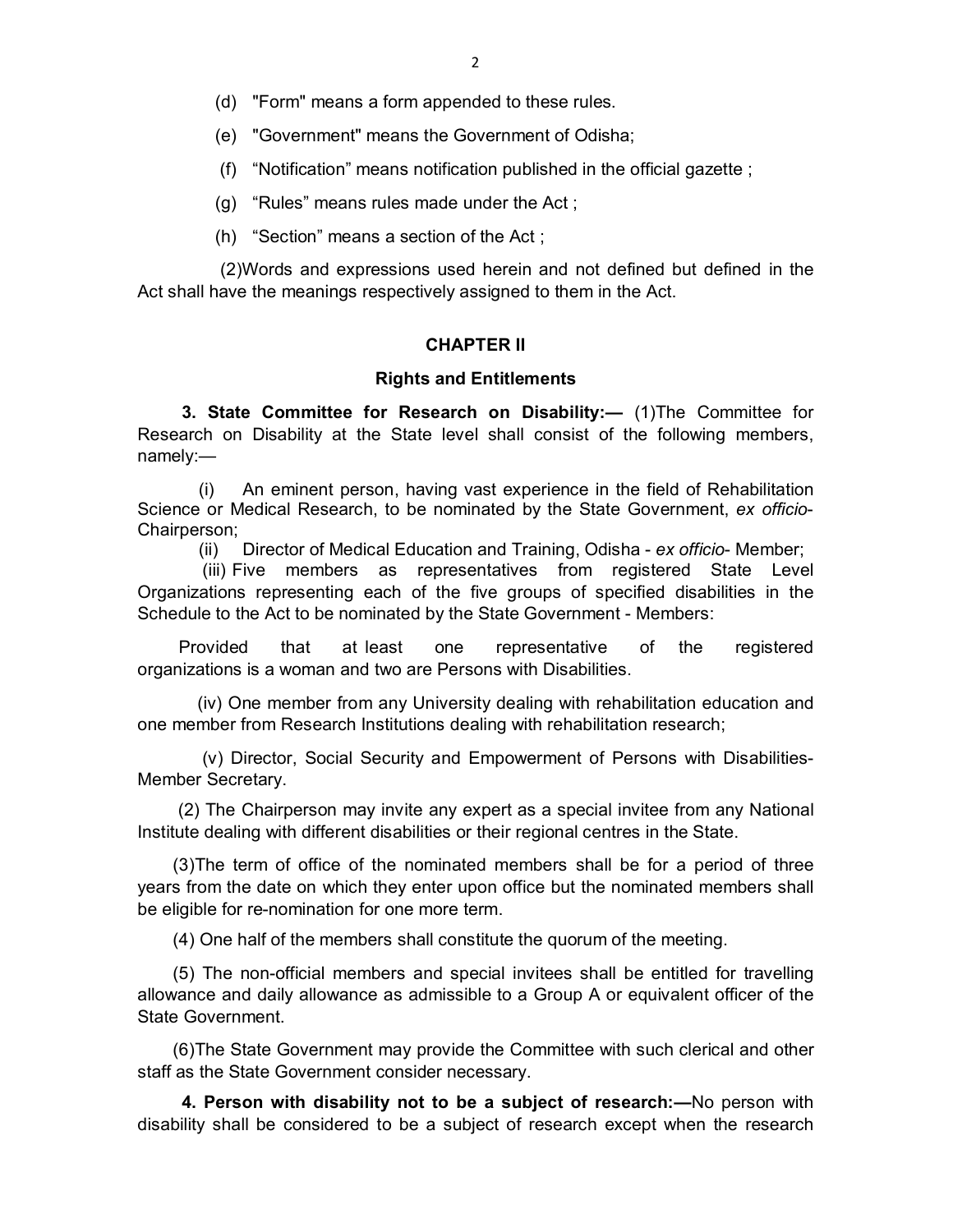(d) "Form" means a form appended to these rules.

(e) "Government" means the Government of Odisha;

(f) "Notification" means notification published in the official gazette ;

(g) "Rules" means rules made under the Act ;

(h) "Section" means a section of the Act ;

(2) Words and expressions used herein and not defined but defined in the Act shall have the meanings respectively assigned to them in the Act.

## CHAPTER II

### Rights and Entitlements

**3. State Committee for Research on Disability:—** (1) The Committee for Research on Disability at the State level shall consist of the following members, namely:—

(i) An eminent person, having vast experience in the field of Rehabilitation Science or Medical Research, to be nominated by the State Government, *ex officio*-Chairperson;

(ii) Director of Medical Education and Training, Odisha - *ex officio*- Member;

(iii) Five members as representatives from registered State Level Organizations representing each of the five groups of specified disabilities in the Schedule to the Act to be nominated by the State Government - Members:

Provided that at least one representative of the registered organizations is a woman and two are Persons with Disabilities.

(iv) One member from any University dealing with rehabilitation education and one member from Research Institutions dealing with rehabilitation research;

(v) Director, Social Security and Empowerment of Persons with Disabilities- Member Secretary.

(2) The Chairperson may invite any expert as a special invitee from any National Institute dealing with different disabilities or their regional centres in the State.

(3) The term of office of the nominated members shall be for a period of three years from the date on which they enter upon office but the nominated members shall be eligible for re-nomination for one more term.

(4) One half of the members shall constitute the quorum of the meeting.

(5) The non-official members and special invitees shall be entitled for travelling allowance and daily allowance as admissible to a Group A or equivalent officer of the State Government.

(6) The State Government may provide the Committee with such clerical and other staff as the State Government consider necessary.

**4. Person with disability not to be a subject of research:—** No person with disability shall be considered to be a subject of research except when the research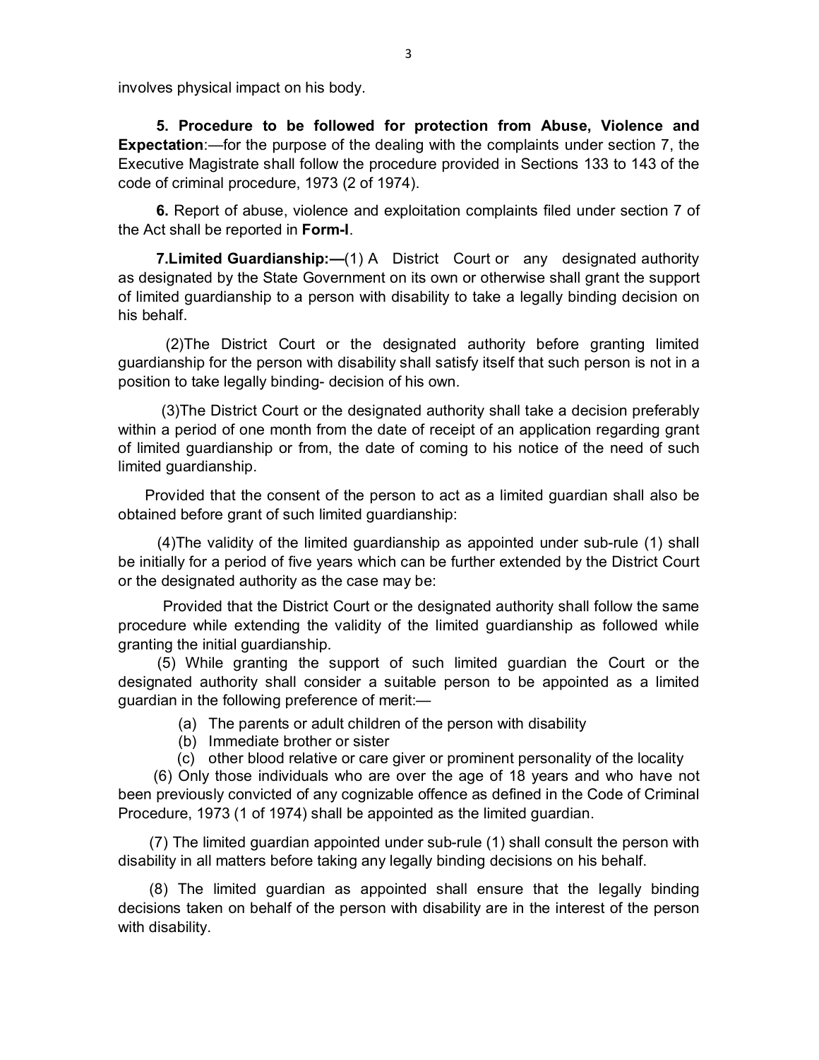involves physical impact on his body.

**5. Procedure to be followed for protection from Abuse, Violence and Expectation**:—for the purpose of the dealing with the complaints under section 7, the Executive Magistrate shall follow the procedure provided in Sections 133 to 143 of the code of criminal procedure, 1973 (2 of 1974).

**6.** Report of abuse, violence and exploitation complaints filed under section 7 of the Act shall be reported in **Form-I**.

**7.Limited Guardianship:—**(1) A District Court or any designated authority as designated by the State Government on its own or otherwise shall grant the support of limited guardianship to a person with disability to take a legally binding decision on his behalf.

(2)The District Court or the designated authority before granting limited guardianship for the person with disability shall satisfy itself that such person is not in a position to take legally binding- decision of his own.

(3)The District Court or the designated authority shall take a decision preferably within a period of one month from the date of receipt of an application regarding grant of limited guardianship or from, the date of coming to his notice of the need of such limited guardianship.

Provided that the consent of the person to act as a limited guardian shall also be obtained before grant of such limited guardianship:

(4)The validity of the limited guardianship as appointed under sub-rule (1) shall be initially for a period of five years which can be further extended by the District Court or the designated authority as the case may be:

Provided that the District Court or the designated authority shall follow the same procedure while extending the validity of the limited guardianship as followed while granting the initial guardianship.

(5) While granting the support of such limited guardian the Court or the designated authority shall consider a suitable person to be appointed as a limited guardian in the following preference of merit:—

(a) The parents or adult children of the person with disability
(b) Immediate brother or sister
(c) other blood relative or care giver or prominent personality of the locality

(6) Only those individuals who are over the age of 18 years and who have not been previously convicted of any cognizable offence as defined in the Code of Criminal Procedure, 1973 (1 of 1974) shall be appointed as the limited guardian.

(7) The limited guardian appointed under sub-rule (1) shall consult the person with disability in all matters before taking any legally binding decisions on his behalf.

(8) The limited guardian as appointed shall ensure that the legally binding decisions taken on behalf of the person with disability are in the interest of the person with disability.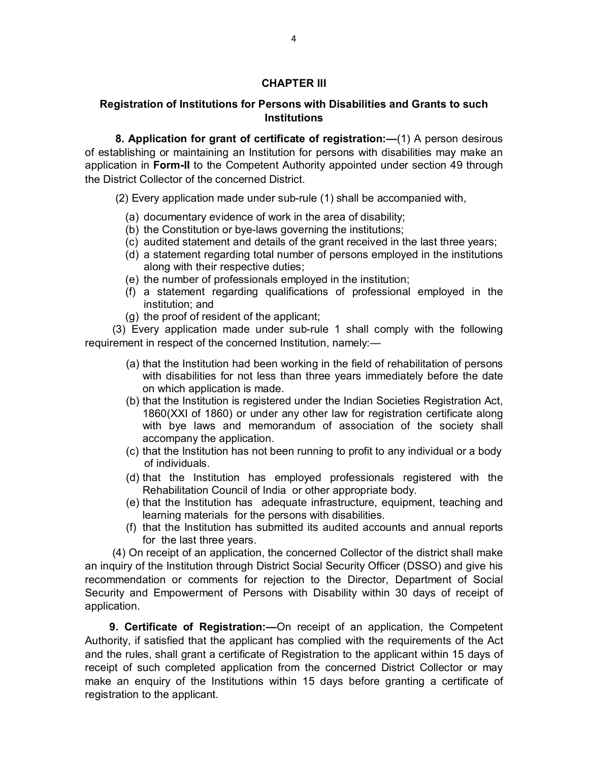## CHAPTER III

### Registration of Institutions for Persons with Disabilities and Grants to such Institutions

**8. Application for grant of certificate of registration:—**(1) A person desirous of establishing or maintaining an Institution for persons with disabilities may make an application in **Form-II** to the Competent Authority appointed under section 49 through the District Collector of the concerned District.

(2) Every application made under sub-rule (1) shall be accompanied with,

(a) documentary evidence of work in the area of disability;
(b) the Constitution or bye-laws governing the institutions;
(c) audited statement and details of the grant received in the last three years;
(d) a statement regarding total number of persons employed in the institutions along with their respective duties;
(e) the number of professionals employed in the institution;
(f) a statement regarding qualifications of professional employed in the institution; and
(g) the proof of resident of the applicant;

(3) Every application made under sub-rule 1 shall comply with the following requirement in respect of the concerned Institution, namely:—

(a) that the Institution had been working in the field of rehabilitation of persons with disabilities for not less than three years immediately before the date on which application is made.
(b) that the Institution is registered under the Indian Societies Registration Act, 1860(XXI of 1860) or under any other law for registration certificate along with bye laws and memorandum of association of the society shall accompany the application.
(c) that the Institution has not been running to profit to any individual or a body of individuals.
(d) that the Institution has employed professionals registered with the Rehabilitation Council of India or other appropriate body.
(e) that the Institution has adequate infrastructure, equipment, teaching and learning materials for the persons with disabilities.
(f) that the Institution has submitted its audited accounts and annual reports for the last three years.

(4) On receipt of an application, the concerned Collector of the district shall make an inquiry of the Institution through District Social Security Officer (DSSO) and give his recommendation or comments for rejection to the Director, Department of Social Security and Empowerment of Persons with Disability within 30 days of receipt of application.

**9. Certificate of Registration:—**On receipt of an application, the Competent Authority, if satisfied that the applicant has complied with the requirements of the Act and the rules, shall grant a certificate of Registration to the applicant within 15 days of receipt of such completed application from the concerned District Collector or may make an enquiry of the Institutions within 15 days before granting a certificate of registration to the applicant.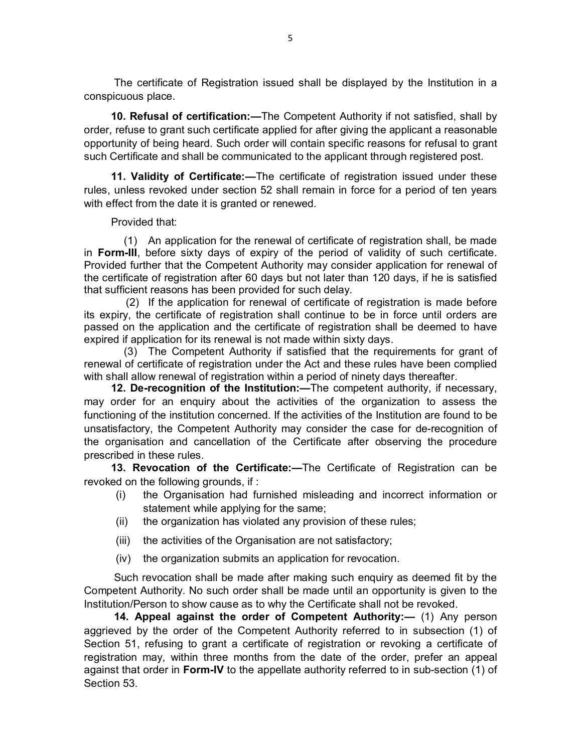The certificate of Registration issued shall be displayed by the Institution in a conspicuous place.

**10. Refusal of certification:—**The Competent Authority if not satisfied, shall by order, refuse to grant such certificate applied for after giving the applicant a reasonable opportunity of being heard. Such order will contain specific reasons for refusal to grant such Certificate and shall be communicated to the applicant through registered post.

**11. Validity of Certificate:—**The certificate of registration issued under these rules, unless revoked under section 52 shall remain in force for a period of ten years with effect from the date it is granted or renewed.

Provided that:

(1) An application for the renewal of certificate of registration shall, be made in **Form-III**, before sixty days of expiry of the period of validity of such certificate. Provided further that the Competent Authority may consider application for renewal of the certificate of registration after 60 days but not later than 120 days, if he is satisfied that sufficient reasons has been provided for such delay.

(2) If the application for renewal of certificate of registration is made before its expiry, the certificate of registration shall continue to be in force until orders are passed on the application and the certificate of registration shall be deemed to have expired if application for its renewal is not made within sixty days.

(3) The Competent Authority if satisfied that the requirements for grant of renewal of certificate of registration under the Act and these rules have been complied with shall allow renewal of registration within a period of ninety days thereafter.

**12. De-recognition of the Institution:—**The competent authority, if necessary, may order for an enquiry about the activities of the organization to assess the functioning of the institution concerned. If the activities of the Institution are found to be unsatisfactory, the Competent Authority may consider the case for de-recognition of the organisation and cancellation of the Certificate after observing the procedure prescribed in these rules.

**13. Revocation of the Certificate:—**The Certificate of Registration can be revoked on the following grounds, if :

(i) the Organisation had furnished misleading and incorrect information or statement while applying for the same;

(ii) the organization has violated any provision of these rules;

(iii) the activities of the Organisation are not satisfactory;

(iv) the organization submits an application for revocation.

Such revocation shall be made after making such enquiry as deemed fit by the Competent Authority. No such order shall be made until an opportunity is given to the Institution/Person to show cause as to why the Certificate shall not be revoked.

**14. Appeal against the order of Competent Authority:—** (1) Any person aggrieved by the order of the Competent Authority referred to in subsection (1) of Section 51, refusing to grant a certificate of registration or revoking a certificate of registration may, within three months from the date of the order, prefer an appeal against that order in **Form-IV** to the appellate authority referred to in sub-section (1) of Section 53.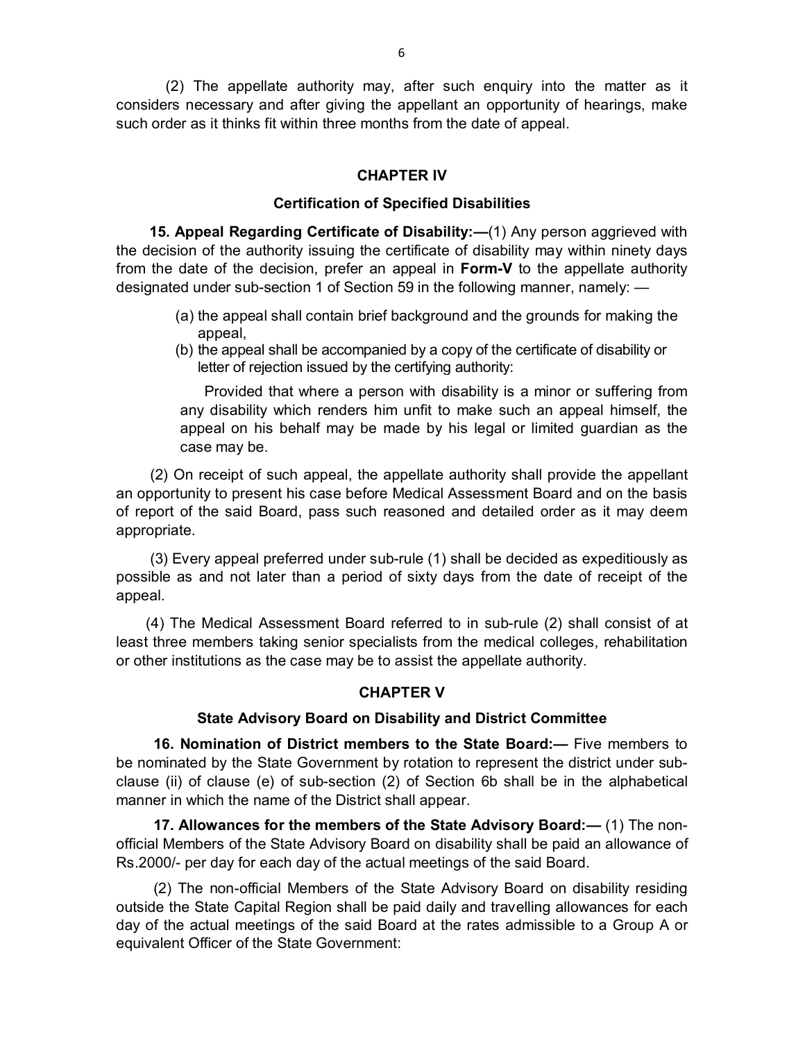(2) The appellate authority may, after such enquiry into the matter as it considers necessary and after giving the appellant an opportunity of hearings, make such order as it thinks fit within three months from the date of appeal.

## CHAPTER IV

### Certification of Specified Disabilities

**15. Appeal Regarding Certificate of Disability:—**(1) Any person aggrieved with the decision of the authority issuing the certificate of disability may within ninety days from the date of the decision, prefer an appeal in **Form-V** to the appellate authority designated under sub-section 1 of Section 59 in the following manner, namely: —

(a) the appeal shall contain brief background and the grounds for making the appeal,

(b) the appeal shall be accompanied by a copy of the certificate of disability or letter of rejection issued by the certifying authority:

Provided that where a person with disability is a minor or suffering from any disability which renders him unfit to make such an appeal himself, the appeal on his behalf may be made by his legal or limited guardian as the case may be.

(2) On receipt of such appeal, the appellate authority shall provide the appellant an opportunity to present his case before Medical Assessment Board and on the basis of report of the said Board, pass such reasoned and detailed order as it may deem appropriate.

(3) Every appeal preferred under sub-rule (1) shall be decided as expeditiously as possible as and not later than a period of sixty days from the date of receipt of the appeal.

(4) The Medical Assessment Board referred to in sub-rule (2) shall consist of at least three members taking senior specialists from the medical colleges, rehabilitation or other institutions as the case may be to assist the appellate authority.

## CHAPTER V

### State Advisory Board on Disability and District Committee

**16. Nomination of District members to the State Board:—** Five members to be nominated by the State Government by rotation to represent the district under sub-clause (ii) of clause (e) of sub-section (2) of Section 6b shall be in the alphabetical manner in which the name of the District shall appear.

**17. Allowances for the members of the State Advisory Board:—** (1) The non-official Members of the State Advisory Board on disability shall be paid an allowance of Rs.2000/- per day for each day of the actual meetings of the said Board.

(2) The non-official Members of the State Advisory Board on disability residing outside the State Capital Region shall be paid daily and travelling allowances for each day of the actual meetings of the said Board at the rates admissible to a Group A or equivalent Officer of the State Government: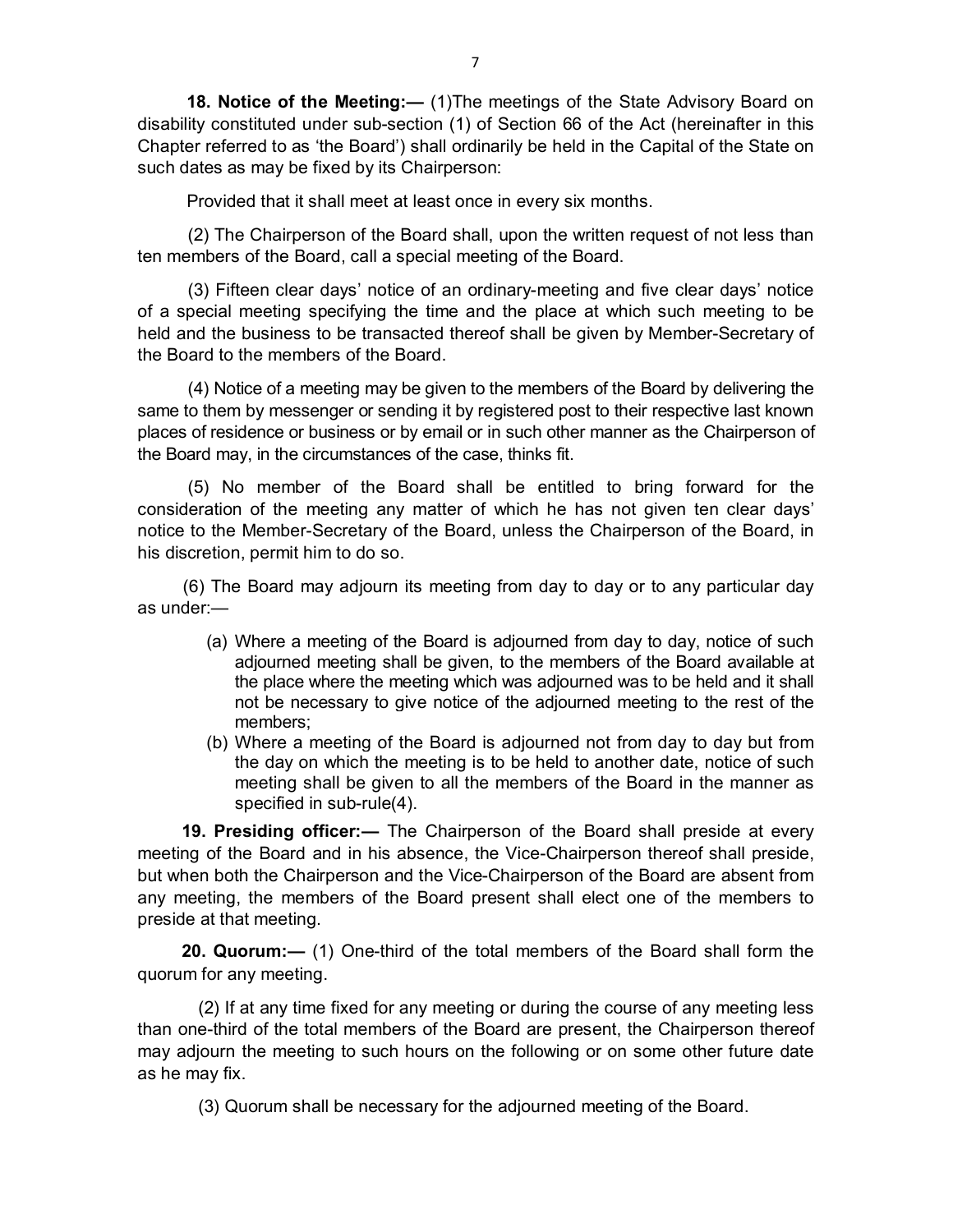**18. Notice of the Meeting:—** (1)The meetings of the State Advisory Board on disability constituted under sub-section (1) of Section 66 of the Act (hereinafter in this Chapter referred to as 'the Board') shall ordinarily be held in the Capital of the State on such dates as may be fixed by its Chairperson:

Provided that it shall meet at least once in every six months.

(2) The Chairperson of the Board shall, upon the written request of not less than ten members of the Board, call a special meeting of the Board.

(3) Fifteen clear days' notice of an ordinary-meeting and five clear days' notice of a special meeting specifying the time and the place at which such meeting to be held and the business to be transacted thereof shall be given by Member-Secretary of the Board to the members of the Board.

(4) Notice of a meeting may be given to the members of the Board by delivering the same to them by messenger or sending it by registered post to their respective last known places of residence or business or by email or in such other manner as the Chairperson of the Board may, in the circumstances of the case, thinks fit.

(5) No member of the Board shall be entitled to bring forward for the consideration of the meeting any matter of which he has not given ten clear days' notice to the Member-Secretary of the Board, unless the Chairperson of the Board, in his discretion, permit him to do so.

(6) The Board may adjourn its meeting from day to day or to any particular day as under:—

(a) Where a meeting of the Board is adjourned from day to day, notice of such adjourned meeting shall be given, to the members of the Board available at the place where the meeting which was adjourned was to be held and it shall not be necessary to give notice of the adjourned meeting to the rest of the members;

(b) Where a meeting of the Board is adjourned not from day to day but from the day on which the meeting is to be held to another date, notice of such meeting shall be given to all the members of the Board in the manner as specified in sub-rule(4).

**19. Presiding officer:—** The Chairperson of the Board shall preside at every meeting of the Board and in his absence, the Vice-Chairperson thereof shall preside, but when both the Chairperson and the Vice-Chairperson of the Board are absent from any meeting, the members of the Board present shall elect one of the members to preside at that meeting.

**20. Quorum:—** (1) One-third of the total members of the Board shall form the quorum for any meeting.

(2) If at any time fixed for any meeting or during the course of any meeting less than one-third of the total members of the Board are present, the Chairperson thereof may adjourn the meeting to such hours on the following or on some other future date as he may fix.

(3) Quorum shall be necessary for the adjourned meeting of the Board.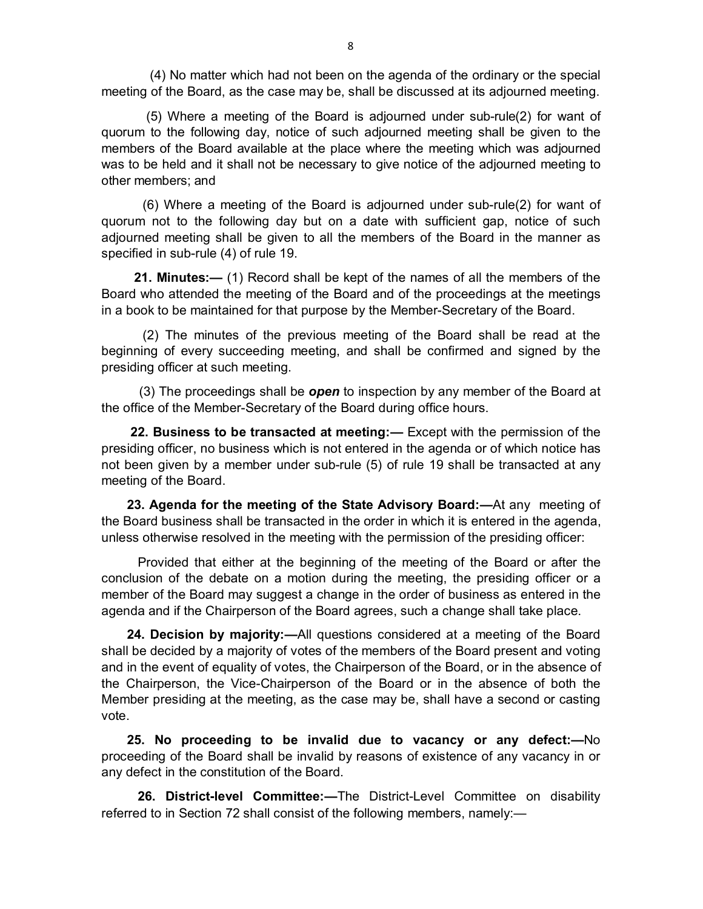(4) No matter which had not been on the agenda of the ordinary or the special meeting of the Board, as the case may be, shall be discussed at its adjourned meeting.

(5) Where a meeting of the Board is adjourned under sub-rule(2) for want of quorum to the following day, notice of such adjourned meeting shall be given to the members of the Board available at the place where the meeting which was adjourned was to be held and it shall not be necessary to give notice of the adjourned meeting to other members; and

(6) Where a meeting of the Board is adjourned under sub-rule(2) for want of quorum not to the following day but on a date with sufficient gap, notice of such adjourned meeting shall be given to all the members of the Board in the manner as specified in sub-rule (4) of rule 19.

**21. Minutes:—** (1) Record shall be kept of the names of all the members of the Board who attended the meeting of the Board and of the proceedings at the meetings in a book to be maintained for that purpose by the Member-Secretary of the Board.

(2) The minutes of the previous meeting of the Board shall be read at the beginning of every succeeding meeting, and shall be confirmed and signed by the presiding officer at such meeting.

(3) The proceedings shall be ***open*** to inspection by any member of the Board at the office of the Member-Secretary of the Board during office hours.

**22. Business to be transacted at meeting:—** Except with the permission of the presiding officer, no business which is not entered in the agenda or of which notice has not been given by a member under sub-rule (5) of rule 19 shall be transacted at any meeting of the Board.

**23. Agenda for the meeting of the State Advisory Board:—**At any meeting of the Board business shall be transacted in the order in which it is entered in the agenda, unless otherwise resolved in the meeting with the permission of the presiding officer:

Provided that either at the beginning of the meeting of the Board or after the conclusion of the debate on a motion during the meeting, the presiding officer or a member of the Board may suggest a change in the order of business as entered in the agenda and if the Chairperson of the Board agrees, such a change shall take place.

**24. Decision by majority:—**All questions considered at a meeting of the Board shall be decided by a majority of votes of the members of the Board present and voting and in the event of equality of votes, the Chairperson of the Board, or in the absence of the Chairperson, the Vice-Chairperson of the Board or in the absence of both the Member presiding at the meeting, as the case may be, shall have a second or casting vote.

**25. No proceeding to be invalid due to vacancy or any defect:—**No proceeding of the Board shall be invalid by reasons of existence of any vacancy in or any defect in the constitution of the Board.

**26. District-level Committee:—**The District-Level Committee on disability referred to in Section 72 shall consist of the following members, namely:—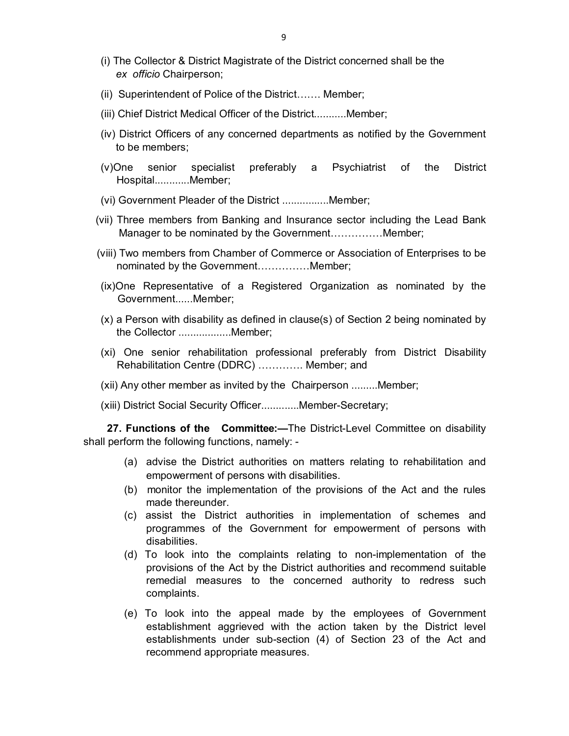(i) The Collector & District Magistrate of the District concerned shall be the *ex officio* Chairperson;

(ii) Superintendent of Police of the District……. Member;

(iii) Chief District Medical Officer of the District...........Member;

(iv) District Officers of any concerned departments as notified by the Government to be members;

(v)One senior specialist preferably a Psychiatrist of the District Hospital............Member;

(vi) Government Pleader of the District ................Member;

(vii) Three members from Banking and Insurance sector including the Lead Bank Manager to be nominated by the Government……………Member;

(viii) Two members from Chamber of Commerce or Association of Enterprises to be nominated by the Government……………Member;

(ix)One Representative of a Registered Organization as nominated by the Government......Member;

(x) a Person with disability as defined in clause(s) of Section 2 being nominated by the Collector ..................Member;

(xi) One senior rehabilitation professional preferably from District Disability Rehabilitation Centre (DDRC) …………. Member; and

(xii) Any other member as invited by the Chairperson .........Member;

(xiii) District Social Security Officer.............Member-Secretary;

**27. Functions of the Committee:—**The District-Level Committee on disability shall perform the following functions, namely: -

(a) advise the District authorities on matters relating to rehabilitation and empowerment of persons with disabilities.

(b) monitor the implementation of the provisions of the Act and the rules made thereunder.

(c) assist the District authorities in implementation of schemes and programmes of the Government for empowerment of persons with disabilities.

(d) To look into the complaints relating to non-implementation of the provisions of the Act by the District authorities and recommend suitable remedial measures to the concerned authority to redress such complaints.

(e) To look into the appeal made by the employees of Government establishment aggrieved with the action taken by the District level establishments under sub-section (4) of Section 23 of the Act and recommend appropriate measures.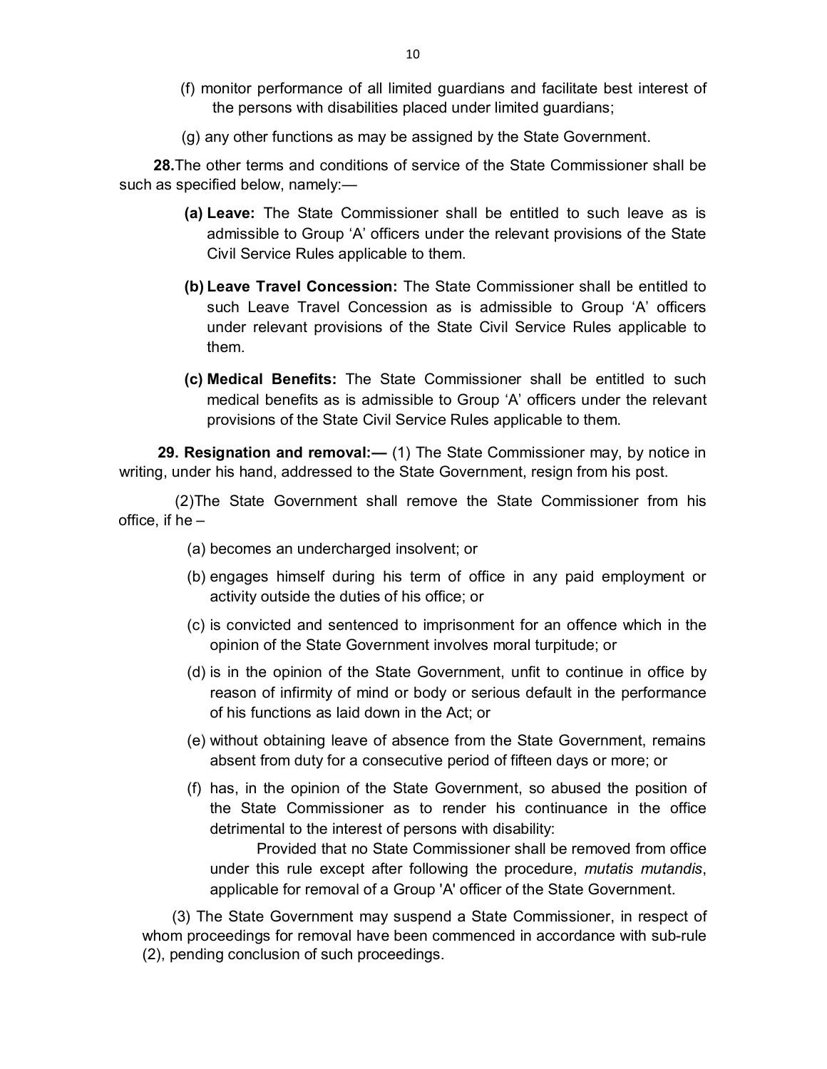(f) monitor performance of all limited guardians and facilitate best interest of the persons with disabilities placed under limited guardians;

(g) any other functions as may be assigned by the State Government.

**28.** The other terms and conditions of service of the State Commissioner shall be such as specified below, namely:—

**(a) Leave:** The State Commissioner shall be entitled to such leave as is admissible to Group 'A' officers under the relevant provisions of the State Civil Service Rules applicable to them.

**(b) Leave Travel Concession:** The State Commissioner shall be entitled to such Leave Travel Concession as is admissible to Group 'A' officers under relevant provisions of the State Civil Service Rules applicable to them.

**(c) Medical Benefits:** The State Commissioner shall be entitled to such medical benefits as is admissible to Group 'A' officers under the relevant provisions of the State Civil Service Rules applicable to them.

**29. Resignation and removal:—** (1) The State Commissioner may, by notice in writing, under his hand, addressed to the State Government, resign from his post.

(2) The State Government shall remove the State Commissioner from his office, if he –

(a) becomes an undercharged insolvent; or

(b) engages himself during his term of office in any paid employment or activity outside the duties of his office; or

(c) is convicted and sentenced to imprisonment for an offence which in the opinion of the State Government involves moral turpitude; or

(d) is in the opinion of the State Government, unfit to continue in office by reason of infirmity of mind or body or serious default in the performance of his functions as laid down in the Act; or

(e) without obtaining leave of absence from the State Government, remains absent from duty for a consecutive period of fifteen days or more; or

(f) has, in the opinion of the State Government, so abused the position of the State Commissioner as to render his continuance in the office detrimental to the interest of persons with disability:

Provided that no State Commissioner shall be removed from office under this rule except after following the procedure, *mutatis mutandis*, applicable for removal of a Group 'A' officer of the State Government.

(3) The State Government may suspend a State Commissioner, in respect of whom proceedings for removal have been commenced in accordance with sub-rule (2), pending conclusion of such proceedings.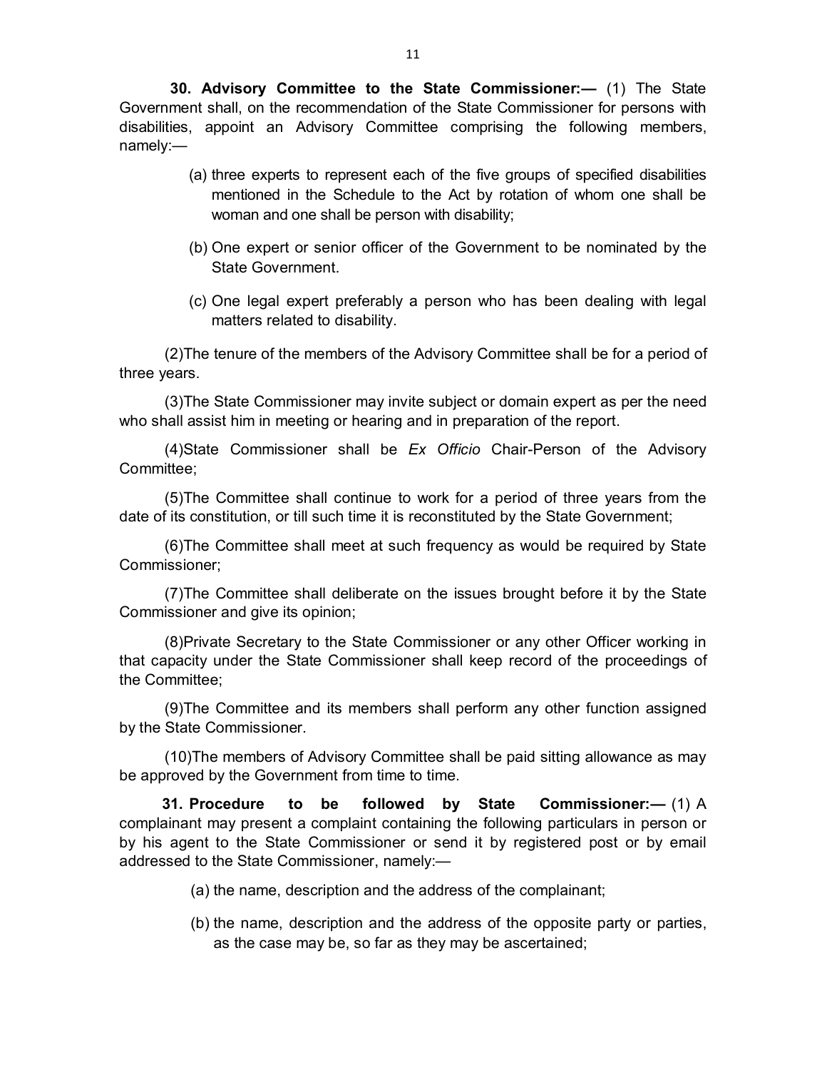**30. Advisory Committee to the State Commissioner:—** (1) The State Government shall, on the recommendation of the State Commissioner for persons with disabilities, appoint an Advisory Committee comprising the following members, namely:—

(a) three experts to represent each of the five groups of specified disabilities mentioned in the Schedule to the Act by rotation of whom one shall be woman and one shall be person with disability;

(b) One expert or senior officer of the Government to be nominated by the State Government.

(c) One legal expert preferably a person who has been dealing with legal matters related to disability.

(2)The tenure of the members of the Advisory Committee shall be for a period of three years.

(3)The State Commissioner may invite subject or domain expert as per the need who shall assist him in meeting or hearing and in preparation of the report.

(4)State Commissioner shall be *Ex Officio* Chair-Person of the Advisory Committee;

(5)The Committee shall continue to work for a period of three years from the date of its constitution, or till such time it is reconstituted by the State Government;

(6)The Committee shall meet at such frequency as would be required by State Commissioner;

(7)The Committee shall deliberate on the issues brought before it by the State Commissioner and give its opinion;

(8)Private Secretary to the State Commissioner or any other Officer working in that capacity under the State Commissioner shall keep record of the proceedings of the Committee;

(9)The Committee and its members shall perform any other function assigned by the State Commissioner.

(10)The members of Advisory Committee shall be paid sitting allowance as may be approved by the Government from time to time.

**31. Procedure to be followed by State Commissioner:—** (1) A complainant may present a complaint containing the following particulars in person or by his agent to the State Commissioner or send it by registered post or by email addressed to the State Commissioner, namely:—

(a) the name, description and the address of the complainant;

(b) the name, description and the address of the opposite party or parties, as the case may be, so far as they may be ascertained;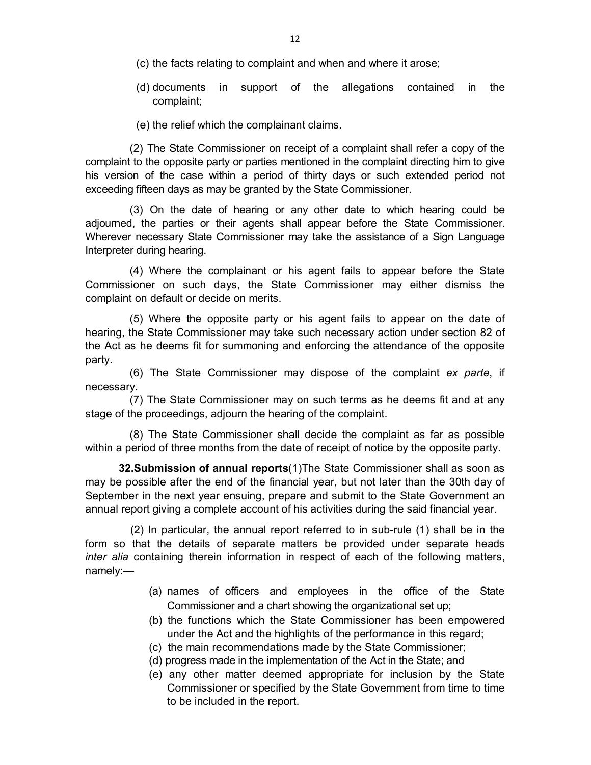(c) the facts relating to complaint and when and where it arose;

(d) documents in support of the allegations contained in the complaint;

(e) the relief which the complainant claims.

(2) The State Commissioner on receipt of a complaint shall refer a copy of the complaint to the opposite party or parties mentioned in the complaint directing him to give his version of the case within a period of thirty days or such extended period not exceeding fifteen days as may be granted by the State Commissioner.

(3) On the date of hearing or any other date to which hearing could be adjourned, the parties or their agents shall appear before the State Commissioner. Wherever necessary State Commissioner may take the assistance of a Sign Language Interpreter during hearing.

(4) Where the complainant or his agent fails to appear before the State Commissioner on such days, the State Commissioner may either dismiss the complaint on default or decide on merits.

(5) Where the opposite party or his agent fails to appear on the date of hearing, the State Commissioner may take such necessary action under section 82 of the Act as he deems fit for summoning and enforcing the attendance of the opposite party.

(6) The State Commissioner may dispose of the complaint *ex parte*, if necessary.

(7) The State Commissioner may on such terms as he deems fit and at any stage of the proceedings, adjourn the hearing of the complaint.

(8) The State Commissioner shall decide the complaint as far as possible within a period of three months from the date of receipt of notice by the opposite party.

**32.Submission of annual reports**(1)The State Commissioner shall as soon as may be possible after the end of the financial year, but not later than the 30th day of September in the next year ensuing, prepare and submit to the State Government an annual report giving a complete account of his activities during the said financial year.

(2) In particular, the annual report referred to in sub-rule (1) shall be in the form so that the details of separate matters be provided under separate heads *inter alia* containing therein information in respect of each of the following matters, namely:—

(a) names of officers and employees in the office of the State Commissioner and a chart showing the organizational set up;

(b) the functions which the State Commissioner has been empowered under the Act and the highlights of the performance in this regard;

(c) the main recommendations made by the State Commissioner;

(d) progress made in the implementation of the Act in the State; and

(e) any other matter deemed appropriate for inclusion by the State Commissioner or specified by the State Government from time to time to be included in the report.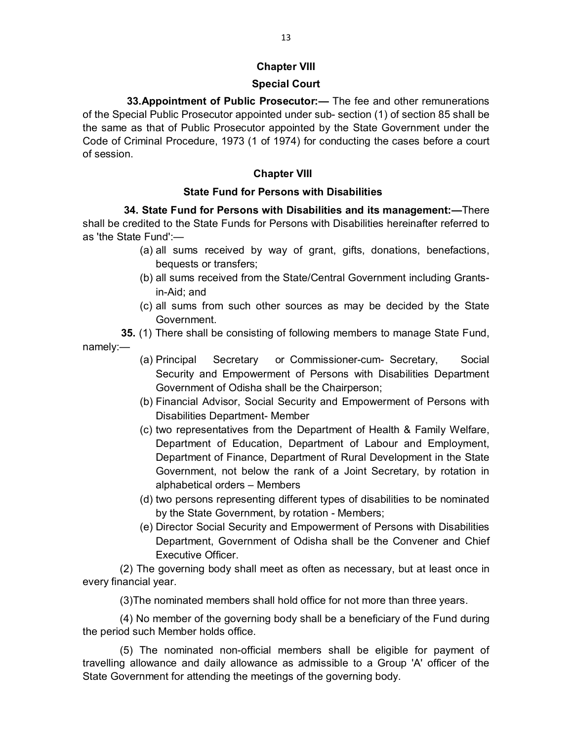## Chapter VIII

### Special Court

**33.Appointment of Public Prosecutor:—** The fee and other remunerations of the Special Public Prosecutor appointed under sub- section (1) of section 85 shall be the same as that of Public Prosecutor appointed by the State Government under the Code of Criminal Procedure, 1973 (1 of 1974) for conducting the cases before a court of session.

## Chapter VIII

### State Fund for Persons with Disabilities

**34. State Fund for Persons with Disabilities and its management:—**There shall be credited to the State Funds for Persons with Disabilities hereinafter referred to as 'the State Fund':—

(a) all sums received by way of grant, gifts, donations, benefactions, bequests or transfers;

(b) all sums received from the State/Central Government including Grants-in-Aid; and

(c) all sums from such other sources as may be decided by the State Government.

**35.** (1) There shall be consisting of following members to manage State Fund, namely:—

(a) Principal Secretary or Commissioner-cum- Secretary, Social Security and Empowerment of Persons with Disabilities Department Government of Odisha shall be the Chairperson;

(b) Financial Advisor, Social Security and Empowerment of Persons with Disabilities Department- Member

(c) two representatives from the Department of Health & Family Welfare, Department of Education, Department of Labour and Employment, Department of Finance, Department of Rural Development in the State Government, not below the rank of a Joint Secretary, by rotation in alphabetical orders – Members

(d) two persons representing different types of disabilities to be nominated by the State Government, by rotation - Members;

(e) Director Social Security and Empowerment of Persons with Disabilities Department, Government of Odisha shall be the Convener and Chief Executive Officer.

(2) The governing body shall meet as often as necessary, but at least once in every financial year.

(3)The nominated members shall hold office for not more than three years.

(4) No member of the governing body shall be a beneficiary of the Fund during the period such Member holds office.

(5) The nominated non-official members shall be eligible for payment of travelling allowance and daily allowance as admissible to a Group 'A' officer of the State Government for attending the meetings of the governing body.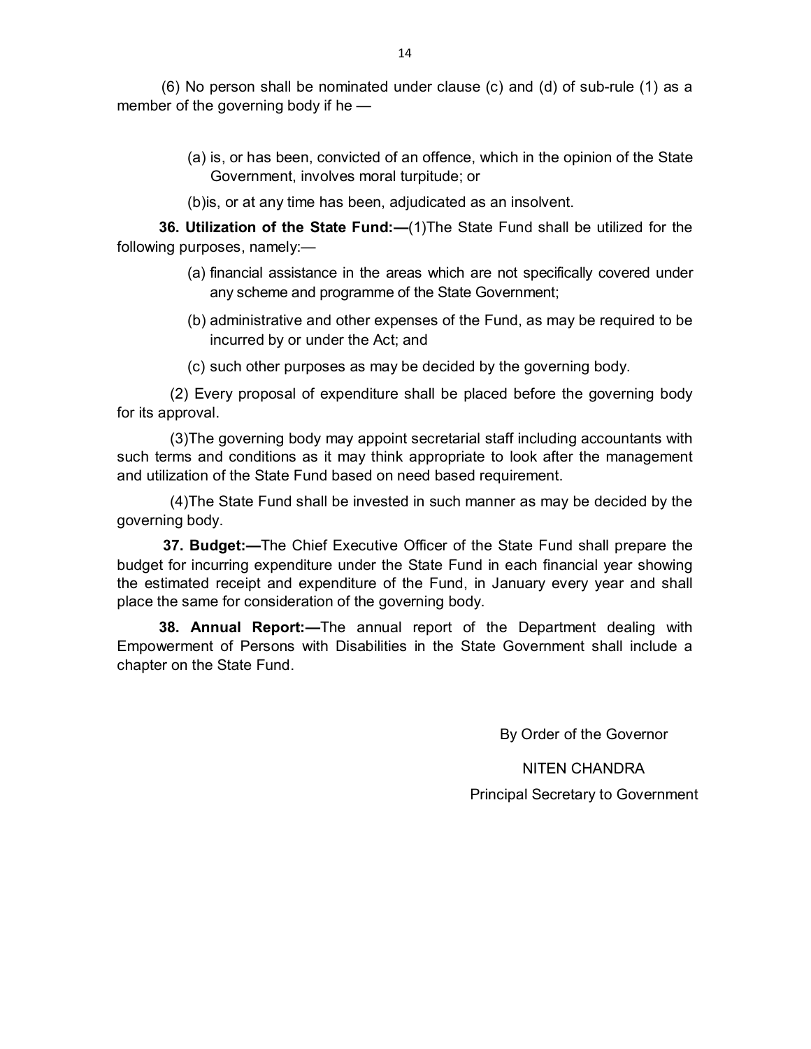(6) No person shall be nominated under clause (c) and (d) of sub-rule (1) as a member of the governing body if he —

(a) is, or has been, convicted of an offence, which in the opinion of the State Government, involves moral turpitude; or

(b)is, or at any time has been, adjudicated as an insolvent.

**36. Utilization of the State Fund:—**(1)The State Fund shall be utilized for the following purposes, namely:—

(a) financial assistance in the areas which are not specifically covered under any scheme and programme of the State Government;

(b) administrative and other expenses of the Fund, as may be required to be incurred by or under the Act; and

(c) such other purposes as may be decided by the governing body.

(2) Every proposal of expenditure shall be placed before the governing body for its approval.

(3)The governing body may appoint secretarial staff including accountants with such terms and conditions as it may think appropriate to look after the management and utilization of the State Fund based on need based requirement.

(4)The State Fund shall be invested in such manner as may be decided by the governing body.

**37. Budget:—**The Chief Executive Officer of the State Fund shall prepare the budget for incurring expenditure under the State Fund in each financial year showing the estimated receipt and expenditure of the Fund, in January every year and shall place the same for consideration of the governing body.

**38. Annual Report:—**The annual report of the Department dealing with Empowerment of Persons with Disabilities in the State Government shall include a chapter on the State Fund.

By Order of the Governor

NITEN CHANDRA

Principal Secretary to Government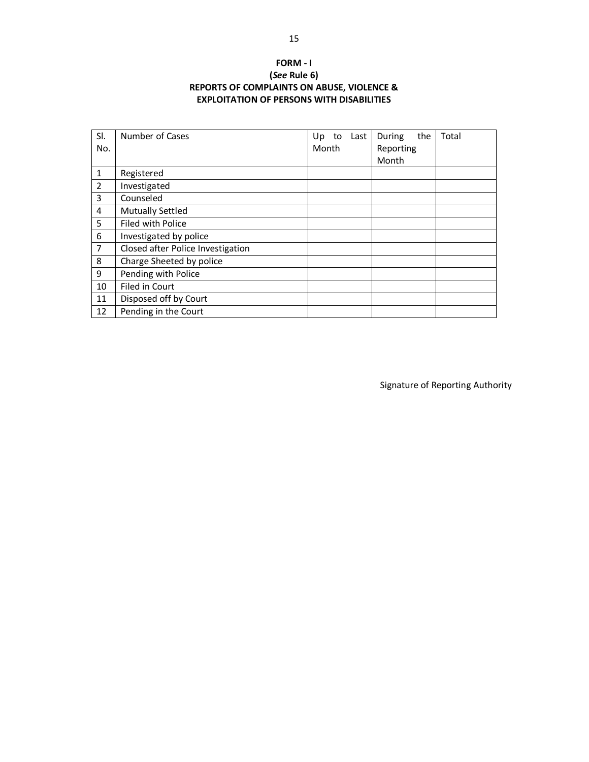**FORM - I**
**(*See* Rule 6)**
**REPORTS OF COMPLAINTS ON ABUSE, VIOLENCE & EXPLOITATION OF PERSONS WITH DISABILITIES**

| Sl. No. | Number of Cases | Up to Last Month | During the Reporting Month | Total |
|---|---|---|---|---|
| 1 | Registered | | | |
| 2 | Investigated | | | |
| 3 | Counseled | | | |
| 4 | Mutually Settled | | | |
| 5 | Filed with Police | | | |
| 6 | Investigated by police | | | |
| 7 | Closed after Police Investigation | | | |
| 8 | Charge Sheeted by police | | | |
| 9 | Pending with Police | | | |
| 10 | Filed in Court | | | |
| 11 | Disposed off by Court | | | |
| 12 | Pending in the Court | | | |

Signature of Reporting Authority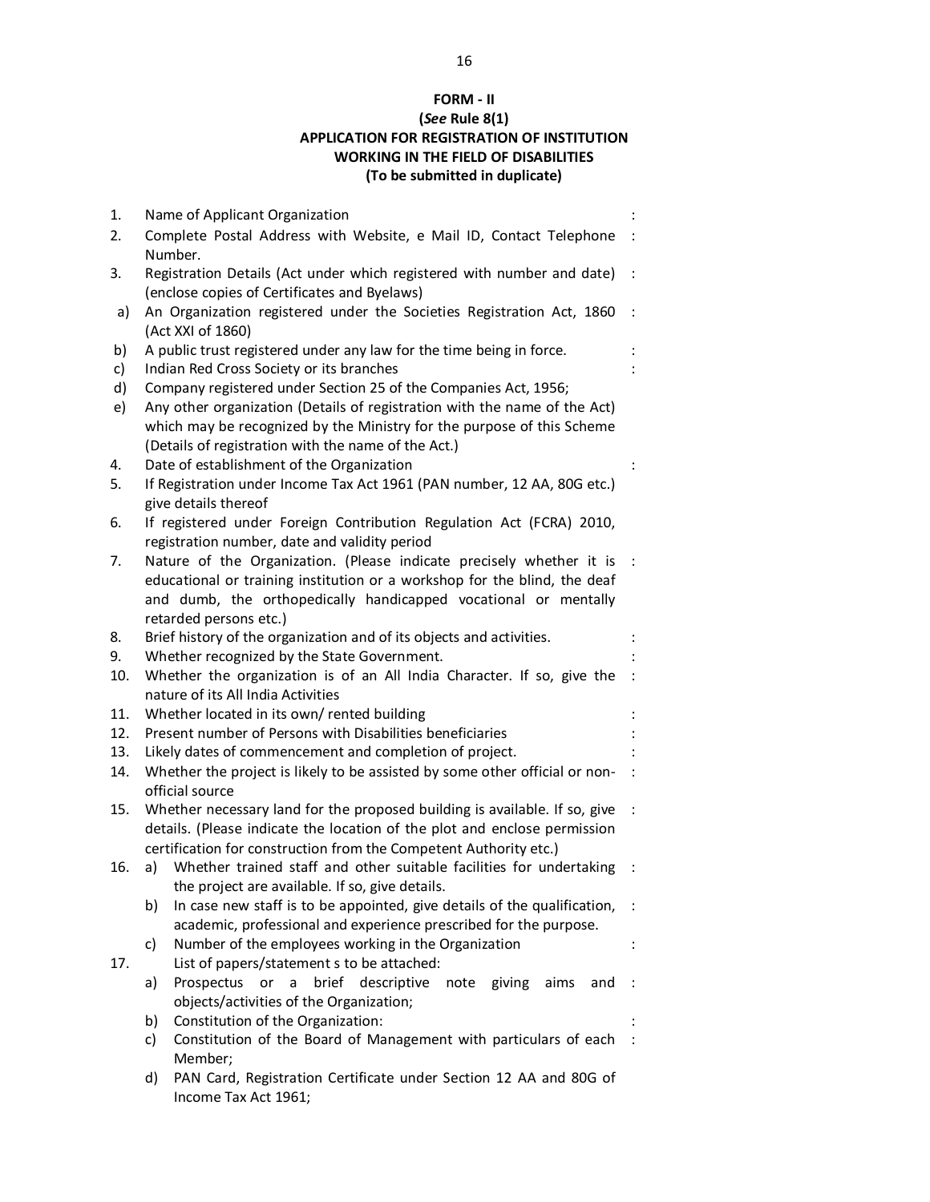**FORM - II**
**(*See* Rule 8(1)**
**APPLICATION FOR REGISTRATION OF INSTITUTION WORKING IN THE FIELD OF DISABILITIES**
**(To be submitted in duplicate)**

1. Name of Applicant Organization :
2. Complete Postal Address with Website, e Mail ID, Contact Telephone Number. :
3. Registration Details (Act under which registered with number and date) (enclose copies of Certificates and Byelaws) :
   a) An Organization registered under the Societies Registration Act, 1860 (Act XXI of 1860) :
   b) A public trust registered under any law for the time being in force. :
   c) Indian Red Cross Society or its branches :
   d) Company registered under Section 25 of the Companies Act, 1956;
   e) Any other organization (Details of registration with the name of the Act) which may be recognized by the Ministry for the purpose of this Scheme (Details of registration with the name of the Act.)
4. Date of establishment of the Organization :
5. If Registration under Income Tax Act 1961 (PAN number, 12 AA, 80G etc.) give details thereof
6. If registered under Foreign Contribution Regulation Act (FCRA) 2010, registration number, date and validity period
7. Nature of the Organization. (Please indicate precisely whether it is educational or training institution or a workshop for the blind, the deaf and dumb, the orthopedically handicapped vocational or mentally retarded persons etc.) :
8. Brief history of the organization and of its objects and activities. :
9. Whether recognized by the State Government. :
10. Whether the organization is of an All India Character. If so, give the nature of its All India Activities :
11. Whether located in its own/ rented building :
12. Present number of Persons with Disabilities beneficiaries :
13. Likely dates of commencement and completion of project. :
14. Whether the project is likely to be assisted by some other official or non-official source :
15. Whether necessary land for the proposed building is available. If so, give details. (Please indicate the location of the plot and enclose permission certification for construction from the Competent Authority etc.) :
16. a) Whether trained staff and other suitable facilities for undertaking the project are available. If so, give details. :
    b) In case new staff is to be appointed, give details of the qualification, academic, professional and experience prescribed for the purpose. :
    c) Number of the employees working in the Organization :
17. List of papers/statement s to be attached:
    a) Prospectus or a brief descriptive note giving aims and objects/activities of the Organization; :
    b) Constitution of the Organization: :
    c) Constitution of the Board of Management with particulars of each Member; :
    d) PAN Card, Registration Certificate under Section 12 AA and 80G of Income Tax Act 1961;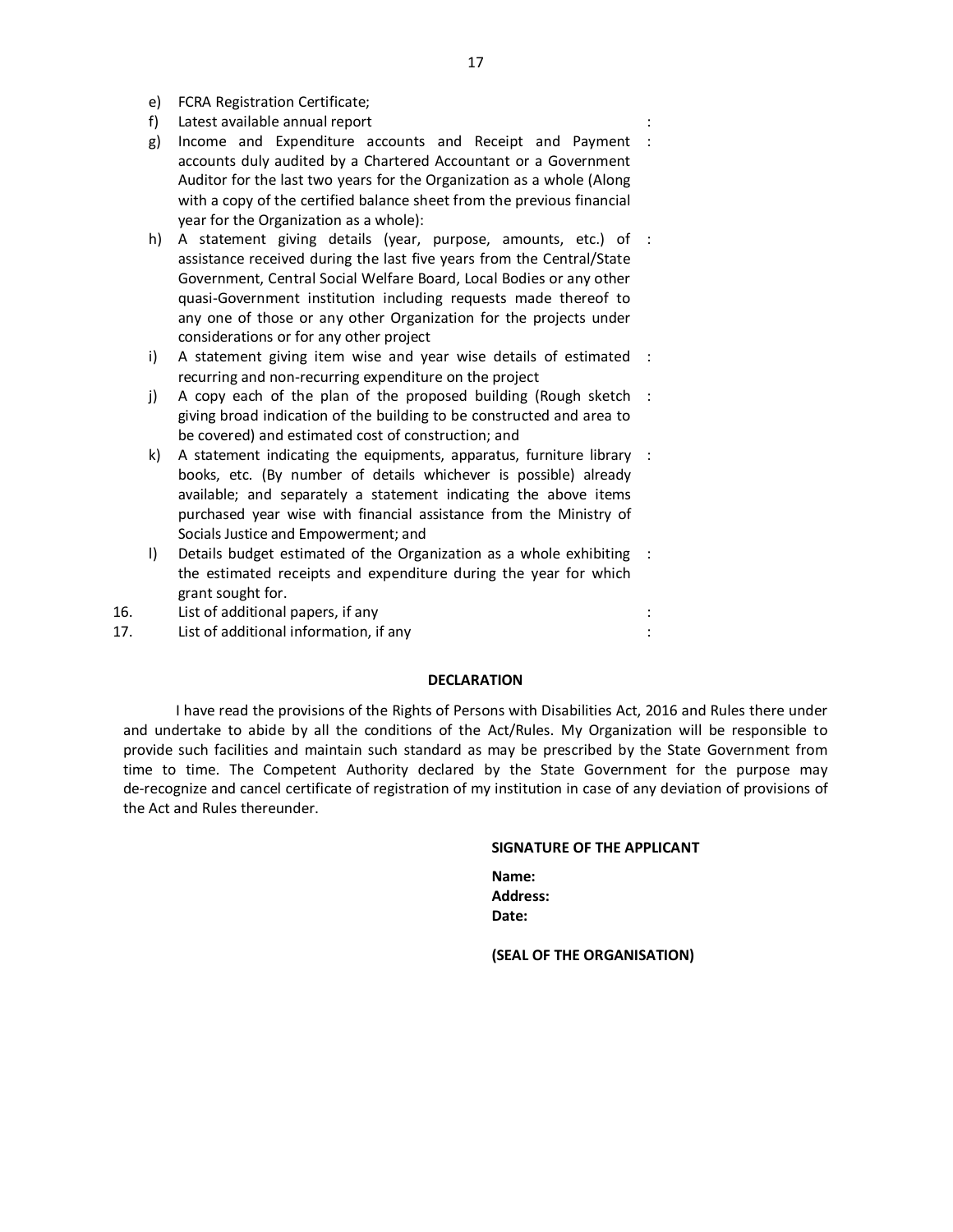e) FCRA Registration Certificate;

f) Latest available annual report :

g) Income and Expenditure accounts and Receipt and Payment accounts duly audited by a Chartered Accountant or a Government Auditor for the last two years for the Organization as a whole (Along with a copy of the certified balance sheet from the previous financial year for the Organization as a whole): :

h) A statement giving details (year, purpose, amounts, etc.) of assistance received during the last five years from the Central/State Government, Central Social Welfare Board, Local Bodies or any other quasi-Government institution including requests made thereof to any one of those or any other Organization for the projects under considerations or for any other project :

i) A statement giving item wise and year wise details of estimated recurring and non-recurring expenditure on the project :

j) A copy each of the plan of the proposed building (Rough sketch giving broad indication of the building to be constructed and area to be covered) and estimated cost of construction; and :

k) A statement indicating the equipments, apparatus, furniture library books, etc. (By number of details whichever is possible) already available; and separately a statement indicating the above items purchased year wise with financial assistance from the Ministry of Socials Justice and Empowerment; and :

l) Details budget estimated of the Organization as a whole exhibiting the estimated receipts and expenditure during the year for which grant sought for. :

16. List of additional papers, if any :

17. List of additional information, if any :

## DECLARATION

I have read the provisions of the Rights of Persons with Disabilities Act, 2016 and Rules there under and undertake to abide by all the conditions of the Act/Rules. My Organization will be responsible to provide such facilities and maintain such standard as may be prescribed by the State Government from time to time. The Competent Authority declared by the State Government for the purpose may de-recognize and cancel certificate of registration of my institution in case of any deviation of provisions of the Act and Rules thereunder.

**SIGNATURE OF THE APPLICANT**

**Name:**
**Address:**
**Date:**

**(SEAL OF THE ORGANISATION)**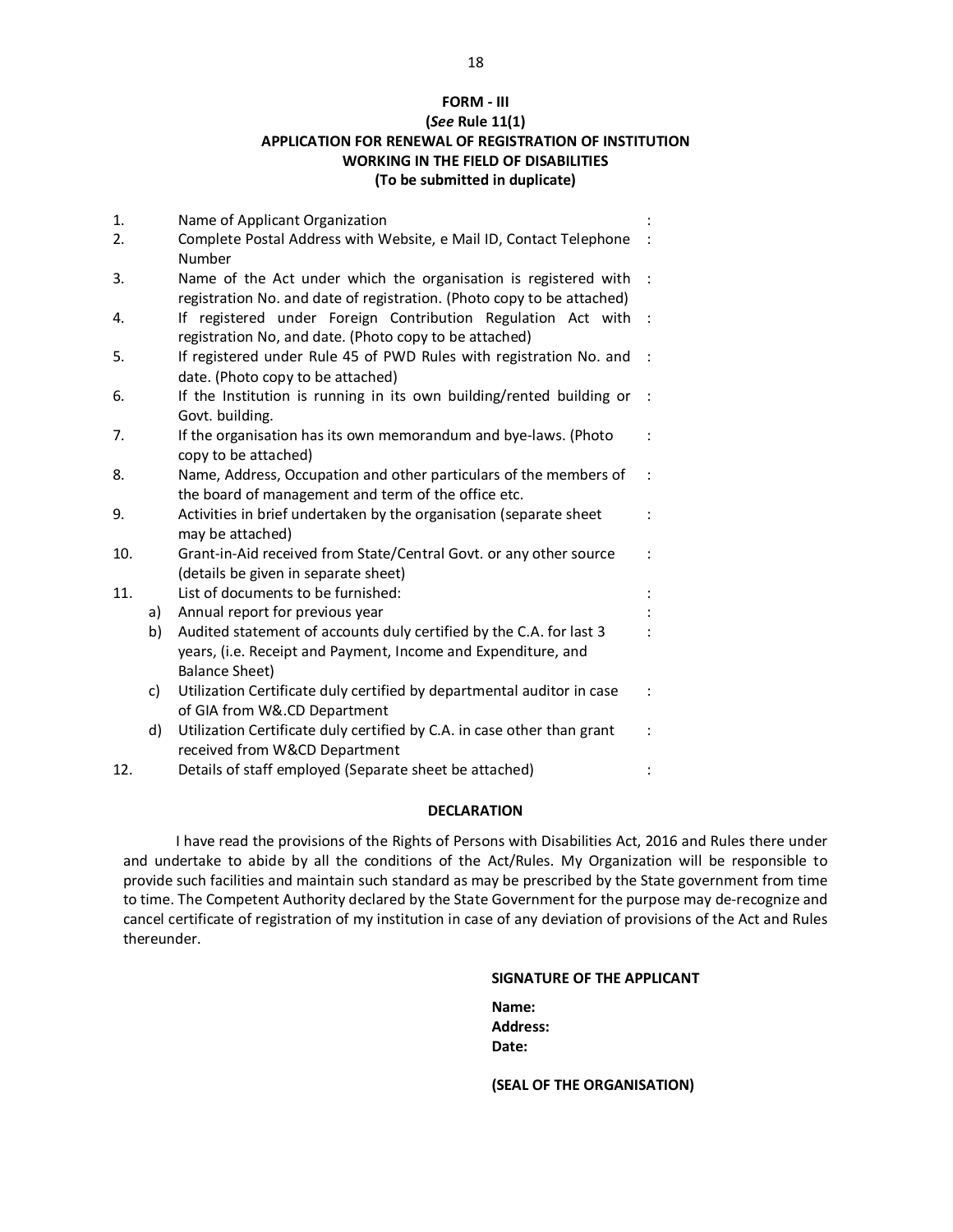**FORM - III**

**(*See* Rule 11(1)**

**APPLICATION FOR RENEWAL OF REGISTRATION OF INSTITUTION WORKING IN THE FIELD OF DISABILITIES**

**(To be submitted in duplicate)**

| | | | |
|---|---|---|---|
| 1. | | Name of Applicant Organization | : |
| 2. | | Complete Postal Address with Website, e Mail ID, Contact Telephone Number | : |
| 3. | | Name of the Act under which the organisation is registered with registration No. and date of registration. (Photo copy to be attached) | : |
| 4. | | If registered under Foreign Contribution Regulation Act with registration No, and date. (Photo copy to be attached) | : |
| 5. | | If registered under Rule 45 of PWD Rules with registration No. and date. (Photo copy to be attached) | : |
| 6. | | If the Institution is running in its own building/rented building or Govt. building. | : |
| 7. | | If the organisation has its own memorandum and bye-laws. (Photo copy to be attached) | : |
| 8. | | Name, Address, Occupation and other particulars of the members of the board of management and term of the office etc. | : |
| 9. | | Activities in brief undertaken by the organisation (separate sheet may be attached) | : |
| 10. | | Grant-in-Aid received from State/Central Govt. or any other source (details be given in separate sheet) | : |
| 11. | | List of documents to be furnished: | : |
| | a) | Annual report for previous year | : |
| | b) | Audited statement of accounts duly certified by the C.A. for last 3 years, (i.e. Receipt and Payment, Income and Expenditure, and Balance Sheet) | : |
| | c) | Utilization Certificate duly certified by departmental auditor in case of GIA from W&.CD Department | : |
| | d) | Utilization Certificate duly certified by C.A. in case other than grant received from W&CD Department | : |
| 12. | | Details of staff employed (Separate sheet be attached) | : |

**DECLARATION**

I have read the provisions of the Rights of Persons with Disabilities Act, 2016 and Rules there under and undertake to abide by all the conditions of the Act/Rules. My Organization will be responsible to provide such facilities and maintain such standard as may be prescribed by the State government from time to time. The Competent Authority declared by the State Government for the purpose may de-recognize and cancel certificate of registration of my institution in case of any deviation of provisions of the Act and Rules thereunder.

**SIGNATURE OF THE APPLICANT**

**Name:**

**Address:**

**Date:**

**(SEAL OF THE ORGANISATION)**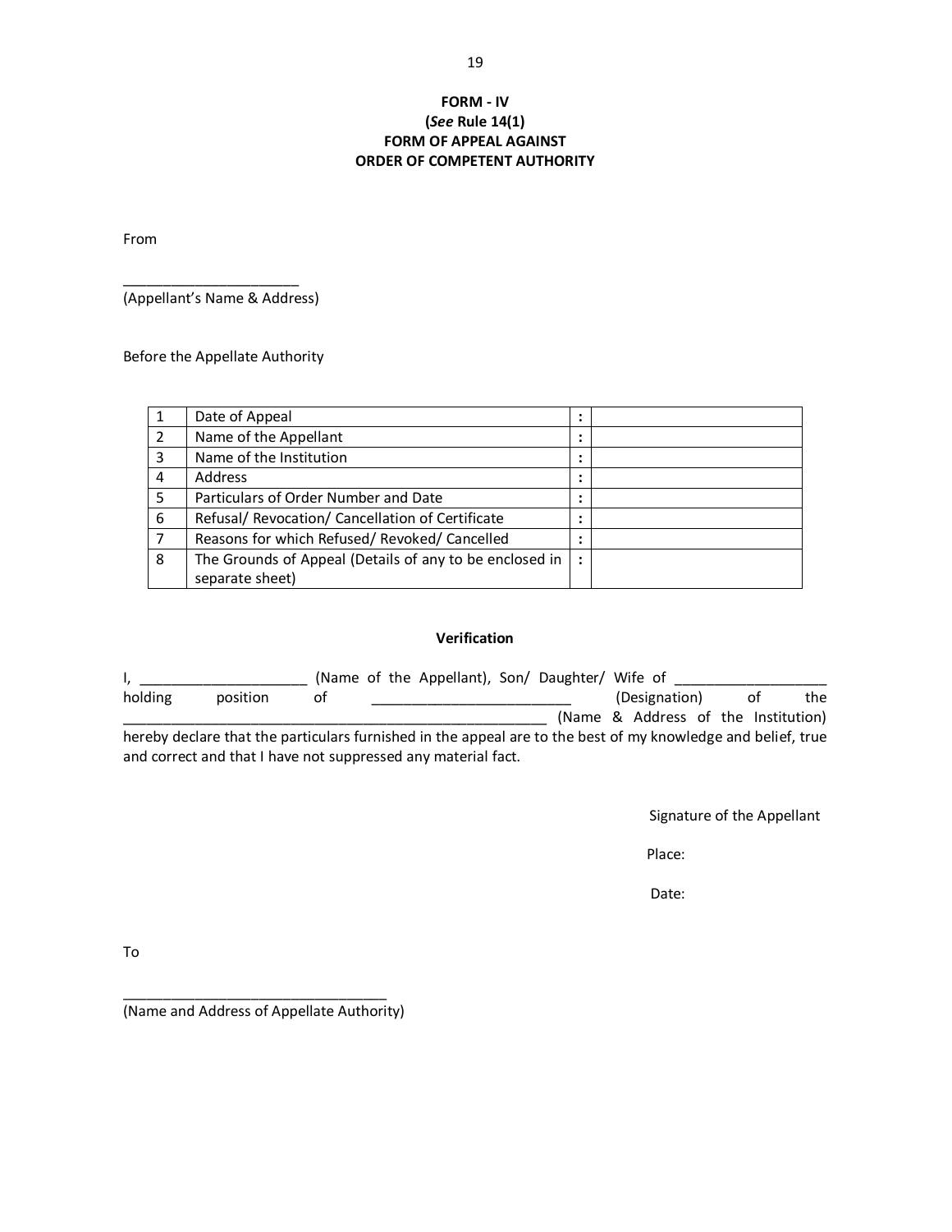**FORM - IV**
**(*See* Rule 14(1)**
**FORM OF APPEAL AGAINST**
**ORDER OF COMPETENT AUTHORITY**

From

______________________
(Appellant's Name & Address)

Before the Appellate Authority

| | | | |
|---|---|---|---|
| 1 | Date of Appeal | : | |
| 2 | Name of the Appellant | : | |
| 3 | Name of the Institution | : | |
| 4 | Address | : | |
| 5 | Particulars of Order Number and Date | : | |
| 6 | Refusal/ Revocation/ Cancellation of Certificate | : | |
| 7 | Reasons for which Refused/ Revoked/ Cancelled | : | |
| 8 | The Grounds of Appeal (Details of any to be enclosed in separate sheet) | : | |

**Verification**

I, _____________________ (Name of the Appellant), Son/ Daughter/ Wife of ___________________ holding position of _________________________ (Designation) of the _____________________________________________________ (Name & Address of the Institution) hereby declare that the particulars furnished in the appeal are to the best of my knowledge and belief, true and correct and that I have not suppressed any material fact.

Signature of the Appellant

Place:

Date:

To

_________________________________
(Name and Address of Appellate Authority)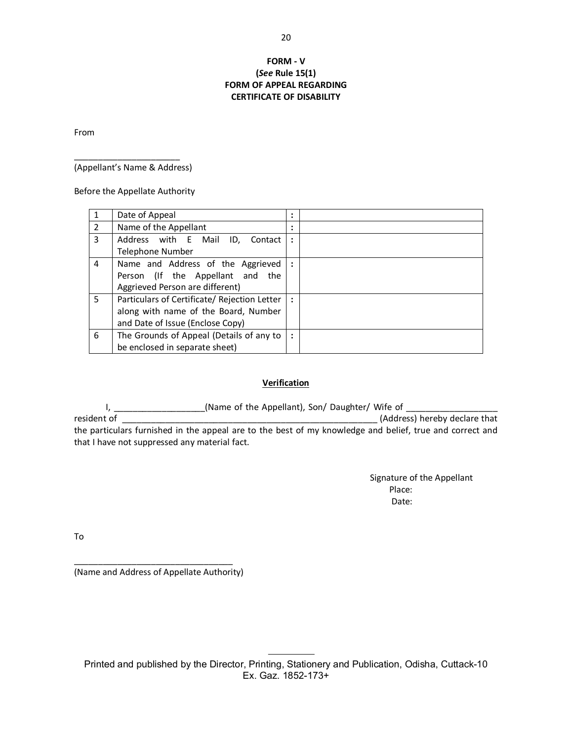**FORM - V**
**(*See* Rule 15(1)**
**FORM OF APPEAL REGARDING**
**CERTIFICATE OF DISABILITY**

From

______________________
(Appellant's Name & Address)

Before the Appellate Authority

| | | | |
|---|---|---|---|
| 1 | Date of Appeal | : | |
| 2 | Name of the Appellant | : | |
| 3 | Address with E Mail ID, Contact Telephone Number | : | |
| 4 | Name and Address of the Aggrieved Person (If the Appellant and the Aggrieved Person are different) | : | |
| 5 | Particulars of Certificate/ Rejection Letter along with name of the Board, Number and Date of Issue (Enclose Copy) | : | |
| 6 | The Grounds of Appeal (Details of any to be enclosed in separate sheet) | : | |

**Verification**

I, ___________________(Name of the Appellant), Son/ Daughter/ Wife of ___________________ resident of ________________________________________________________ (Address) hereby declare that the particulars furnished in the appeal are to the best of my knowledge and belief, true and correct and that I have not suppressed any material fact.

Signature of the Appellant
Place:
Date:

To

_________________________________
(Name and Address of Appellate Authority)

Printed and published by the Director, Printing, Stationery and Publication, Odisha, Cuttack-10
Ex. Gaz. 1852-173+